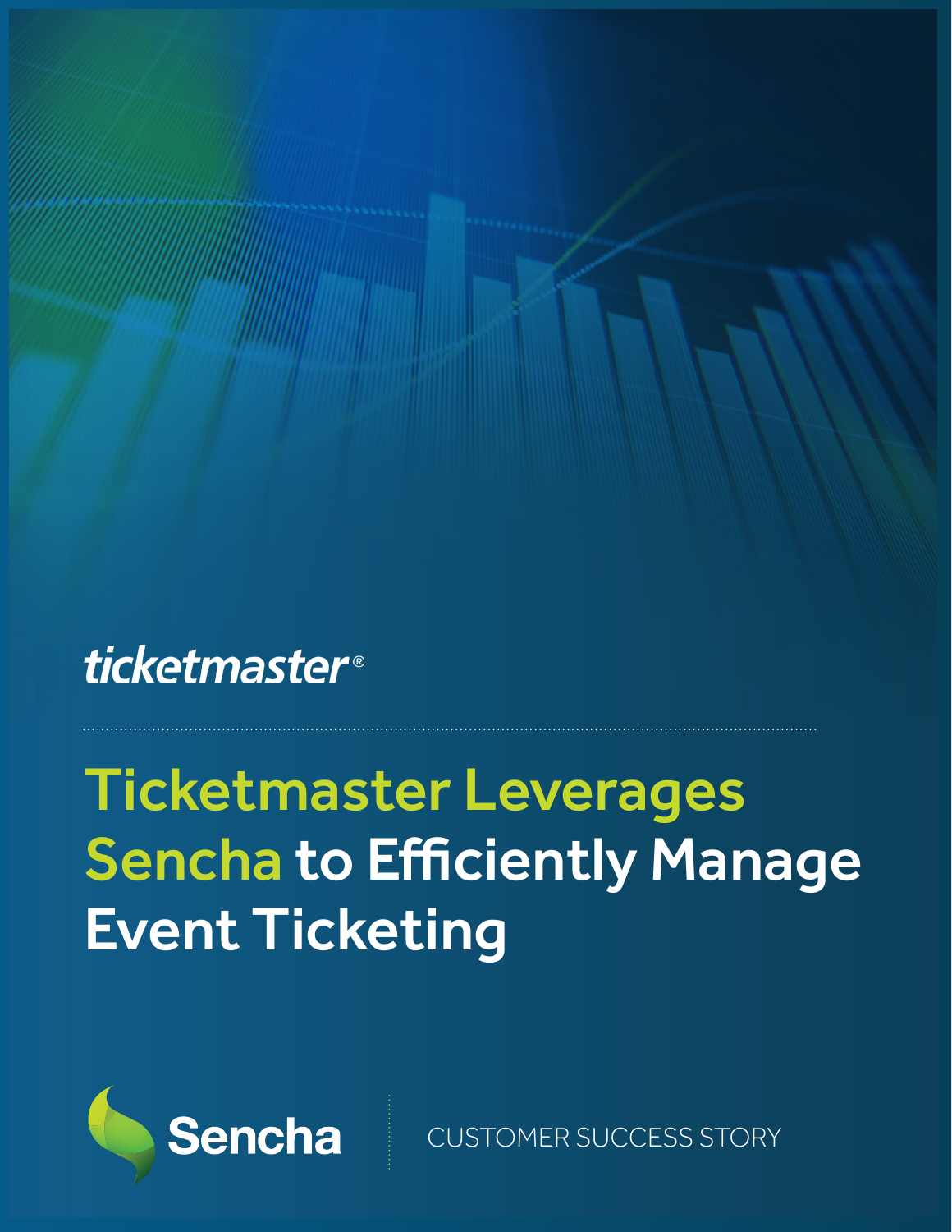ticketmaster®

# Ticketmaster Leverages Sencha to Efficiently Manage Event Ticketing

Sencha

CUSTOMER SUCCESS STORY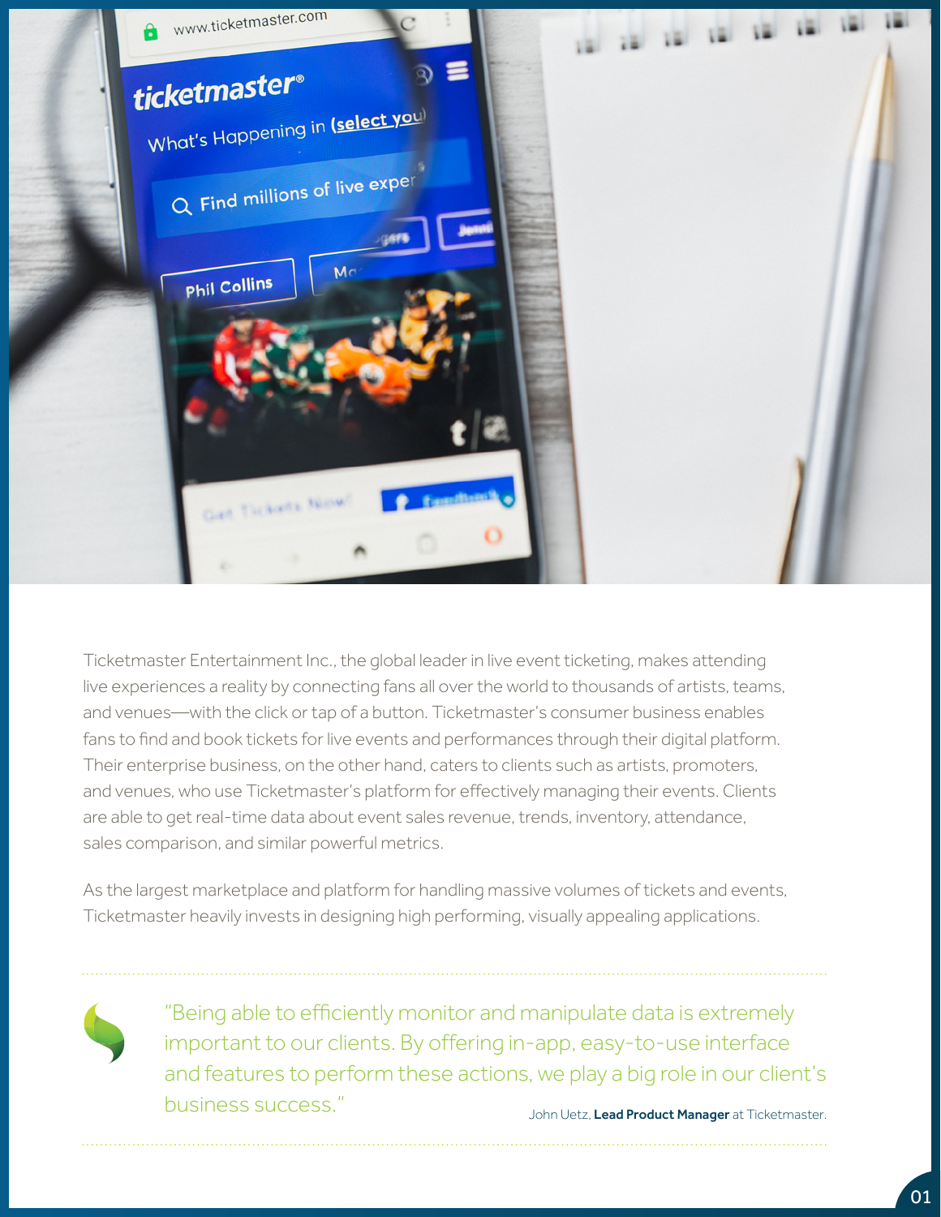Ticketmaster Entertainment Inc., the global leader in live event ticketing, makes attending live experiences a reality by connecting fans all over the world to thousands of artists, teams, and venues—with the click or tap of a button. Ticketmaster's consumer business enables fans to find and book tickets for live events and performances through their digital platform. Their enterprise business, on the other hand, caters to clients such as artists, promoters, and venues, who use Ticketmaster's platform for effectively managing their events. Clients are able to get real-time data about event sales revenue, trends, inventory, attendance, sales comparison, and similar powerful metrics.

As the largest marketplace and platform for handling massive volumes of tickets and events, Ticketmaster heavily invests in designing high performing, visually appealing applications.

> "Being able to efficiently monitor and manipulate data is extremely important to our clients. By offering in-app, easy-to-use interface and features to perform these actions, we play a big role in our client's business success."
>
> John Uetz, **Lead Product Manager** at Ticketmaster.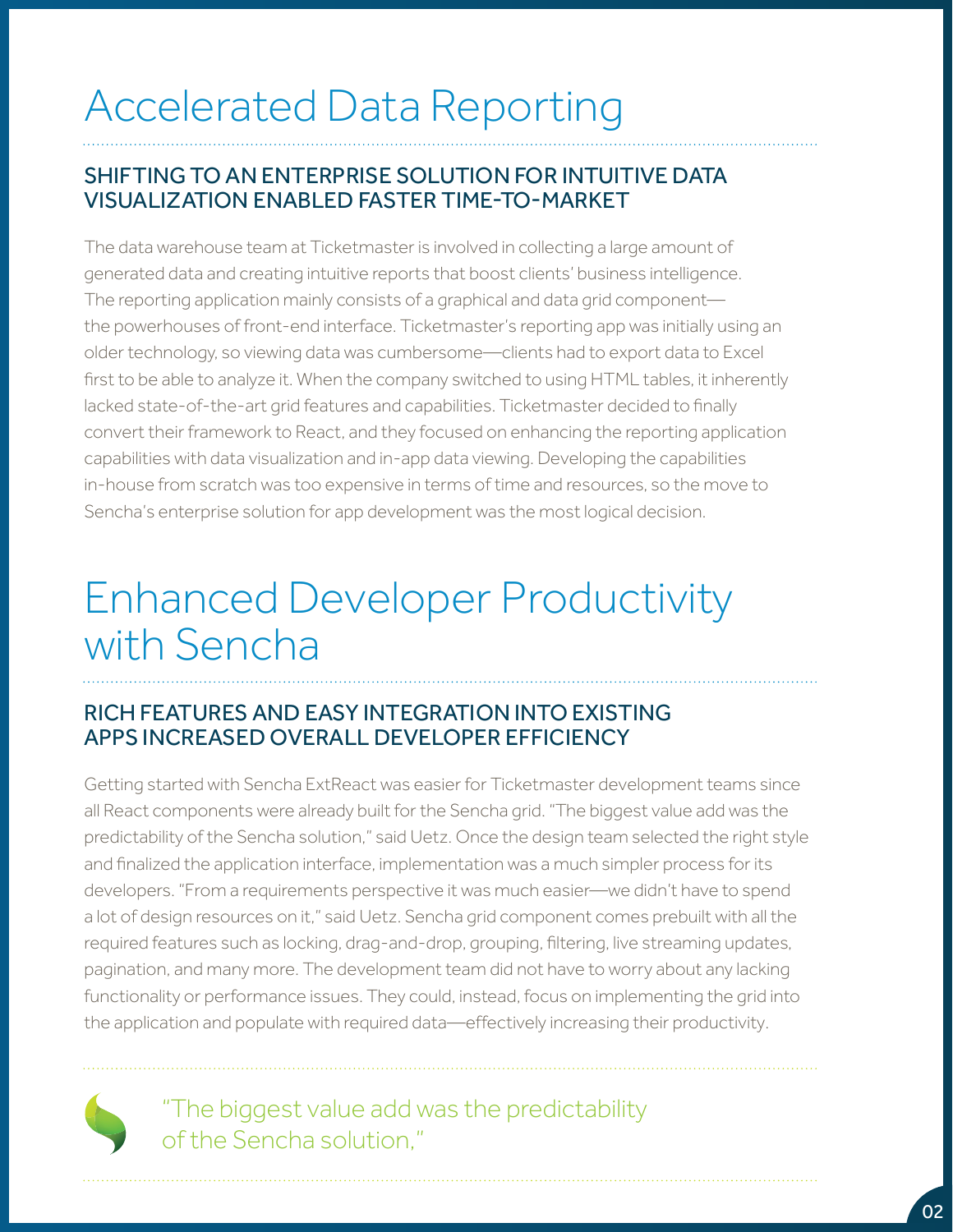# Accelerated Data Reporting

## SHIFTING TO AN ENTERPRISE SOLUTION FOR INTUITIVE DATA VISUALIZATION ENABLED FASTER TIME-TO-MARKET

The data warehouse team at Ticketmaster is involved in collecting a large amount of generated data and creating intuitive reports that boost clients' business intelligence. The reporting application mainly consists of a graphical and data grid component—the powerhouses of front-end interface. Ticketmaster's reporting app was initially using an older technology, so viewing data was cumbersome—clients had to export data to Excel first to be able to analyze it. When the company switched to using HTML tables, it inherently lacked state-of-the-art grid features and capabilities. Ticketmaster decided to finally convert their framework to React, and they focused on enhancing the reporting application capabilities with data visualization and in-app data viewing. Developing the capabilities in-house from scratch was too expensive in terms of time and resources, so the move to Sencha's enterprise solution for app development was the most logical decision.

# Enhanced Developer Productivity with Sencha

## RICH FEATURES AND EASY INTEGRATION INTO EXISTING APPS INCREASED OVERALL DEVELOPER EFFICIENCY

Getting started with Sencha ExtReact was easier for Ticketmaster development teams since all React components were already built for the Sencha grid. "The biggest value add was the predictability of the Sencha solution," said Uetz. Once the design team selected the right style and finalized the application interface, implementation was a much simpler process for its developers. "From a requirements perspective it was much easier—we didn't have to spend a lot of design resources on it," said Uetz. Sencha grid component comes prebuilt with all the required features such as locking, drag-and-drop, grouping, filtering, live streaming updates, pagination, and many more. The development team did not have to worry about any lacking functionality or performance issues. They could, instead, focus on implementing the grid into the application and populate with required data—effectively increasing their productivity.

> "The biggest value add was the predictability of the Sencha solution,"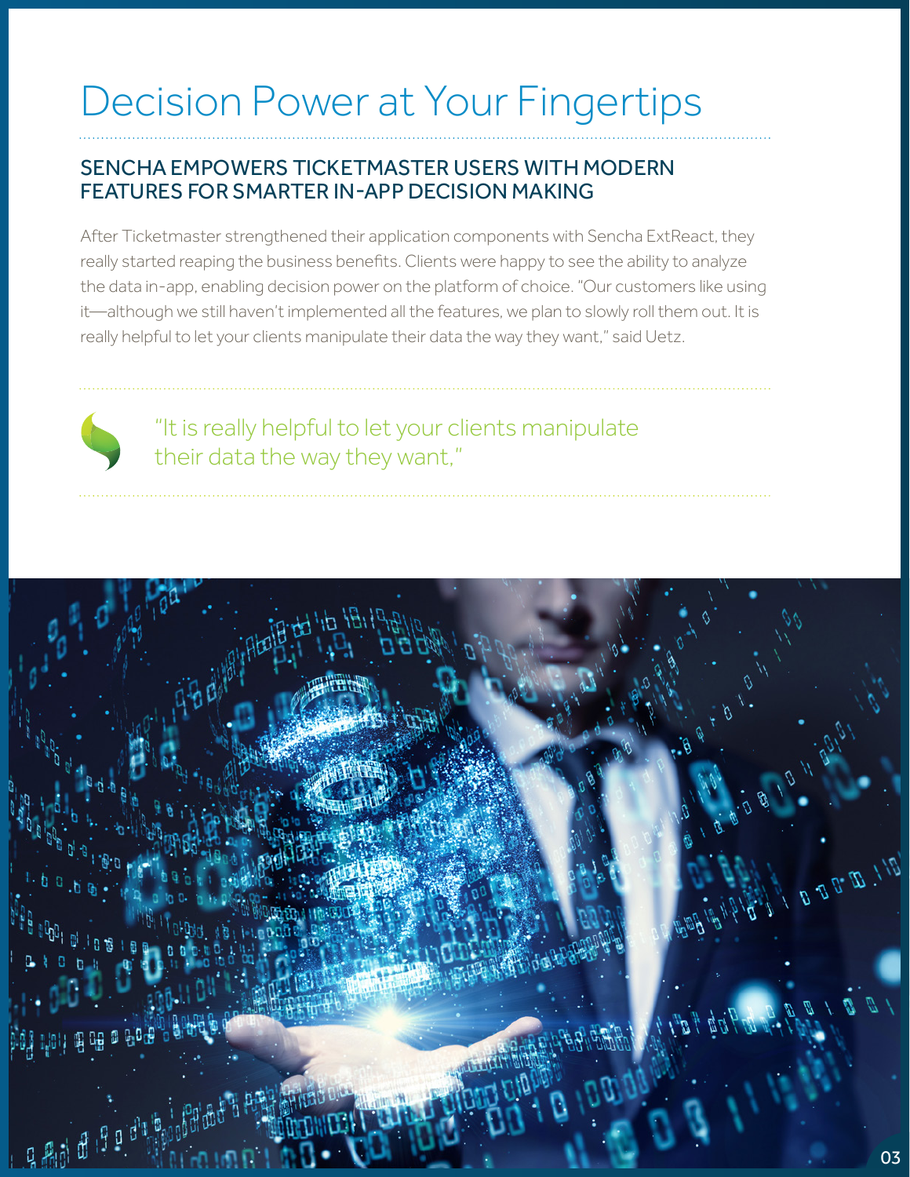# Decision Power at Your Fingertips

## SENCHA EMPOWERS TICKETMASTER USERS WITH MODERN FEATURES FOR SMARTER IN-APP DECISION MAKING

After Ticketmaster strengthened their application components with Sencha ExtReact, they really started reaping the business benefits. Clients were happy to see the ability to analyze the data in-app, enabling decision power on the platform of choice. "Our customers like using it—although we still haven't implemented all the features, we plan to slowly roll them out. It is really helpful to let your clients manipulate their data the way they want," said Uetz.

> "It is really helpful to let your clients manipulate their data the way they want,"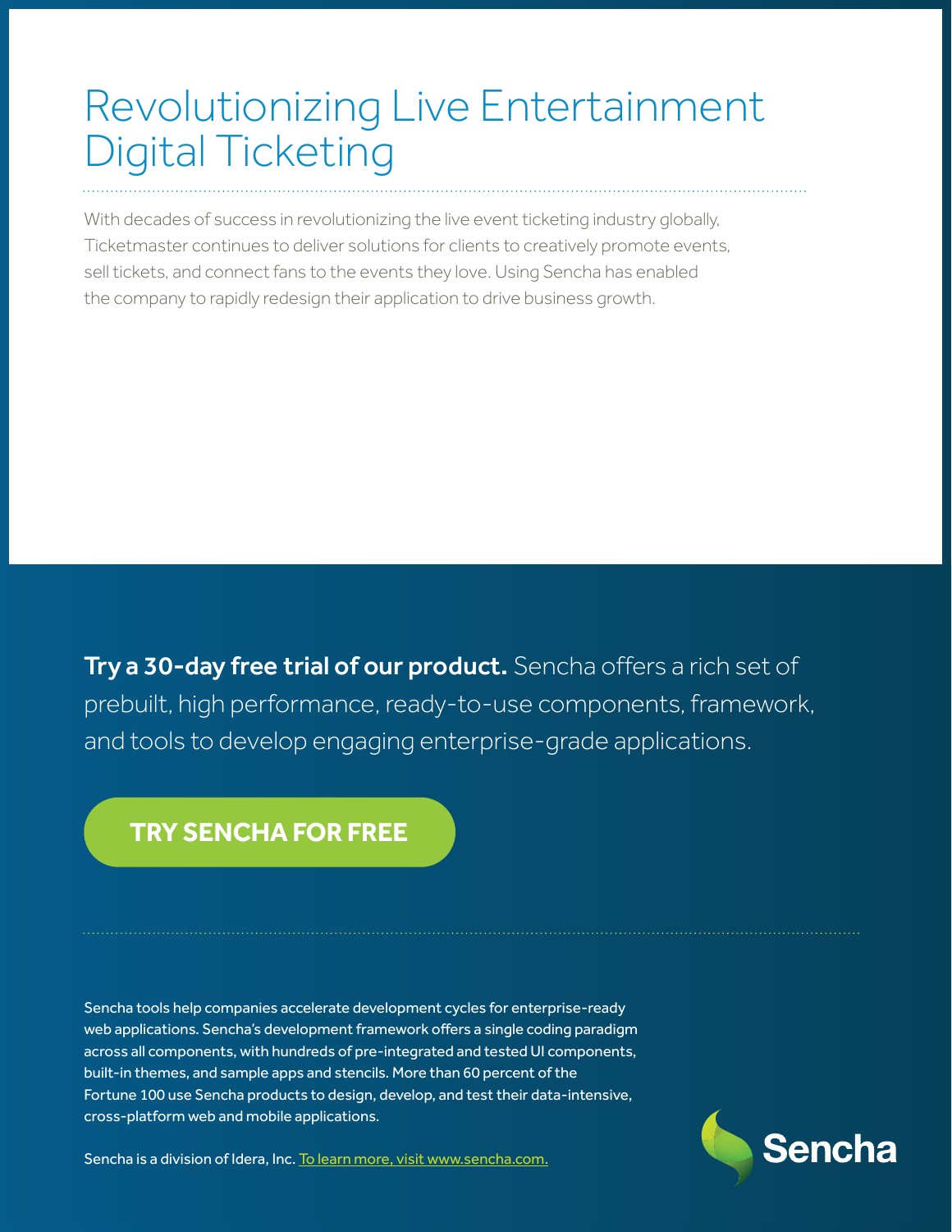# Revolutionizing Live Entertainment Digital Ticketing

With decades of success in revolutionizing the live event ticketing industry globally, Ticketmaster continues to deliver solutions for clients to creatively promote events, sell tickets, and connect fans to the events they love. Using Sencha has enabled the company to rapidly redesign their application to drive business growth.

**Try a 30-day free trial of our product.** Sencha offers a rich set of prebuilt, high performance, ready-to-use components, framework, and tools to develop engaging enterprise-grade applications.

**TRY SENCHA FOR FREE**

Sencha tools help companies accelerate development cycles for enterprise-ready web applications. Sencha's development framework offers a single coding paradigm across all components, with hundreds of pre-integrated and tested UI components, built-in themes, and sample apps and stencils. More than 60 percent of the Fortune 100 use Sencha products to design, develop, and test their data-intensive, cross-platform web and mobile applications.

Sencha is a division of Idera, Inc. To learn more, visit www.sencha.com.

Sencha